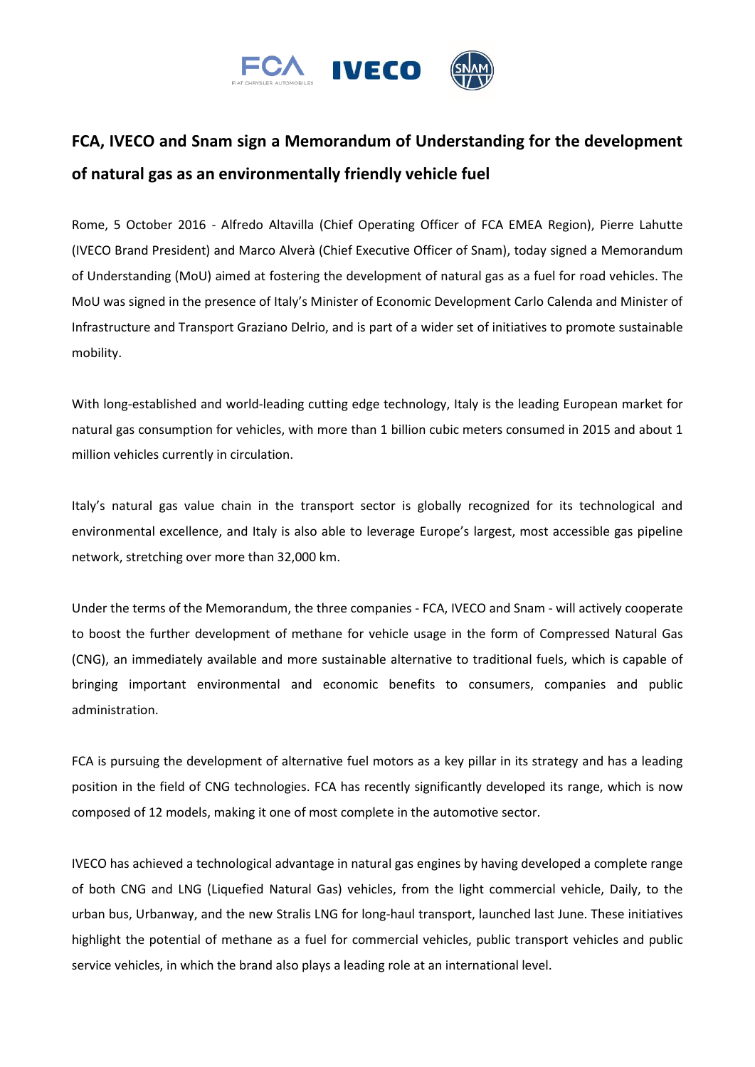# FCA, IVECO and Snam sign a Memorandum of Understanding for the development of natural gas as an environmentally friendly vehicle fuel

Rome, 5 October 2016 - Alfredo Altavilla (Chief Operating Officer of FCA EMEA Region), Pierre Lahutte (IVECO Brand President) and Marco Alverà (Chief Executive Officer of Snam), today signed a Memorandum of Understanding (MoU) aimed at fostering the development of natural gas as a fuel for road vehicles. The MoU was signed in the presence of Italy's Minister of Economic Development Carlo Calenda and Minister of Infrastructure and Transport Graziano Delrio, and is part of a wider set of initiatives to promote sustainable mobility.

With long-established and world-leading cutting edge technology, Italy is the leading European market for natural gas consumption for vehicles, with more than 1 billion cubic meters consumed in 2015 and about 1 million vehicles currently in circulation.

Italy's natural gas value chain in the transport sector is globally recognized for its technological and environmental excellence, and Italy is also able to leverage Europe's largest, most accessible gas pipeline network, stretching over more than 32,000 km.

Under the terms of the Memorandum, the three companies - FCA, IVECO and Snam - will actively cooperate to boost the further development of methane for vehicle usage in the form of Compressed Natural Gas (CNG), an immediately available and more sustainable alternative to traditional fuels, which is capable of bringing important environmental and economic benefits to consumers, companies and public administration.

FCA is pursuing the development of alternative fuel motors as a key pillar in its strategy and has a leading position in the field of CNG technologies. FCA has recently significantly developed its range, which is now composed of 12 models, making it one of most complete in the automotive sector.

IVECO has achieved a technological advantage in natural gas engines by having developed a complete range of both CNG and LNG (Liquefied Natural Gas) vehicles, from the light commercial vehicle, Daily, to the urban bus, Urbanway, and the new Stralis LNG for long-haul transport, launched last June. These initiatives highlight the potential of methane as a fuel for commercial vehicles, public transport vehicles and public service vehicles, in which the brand also plays a leading role at an international level.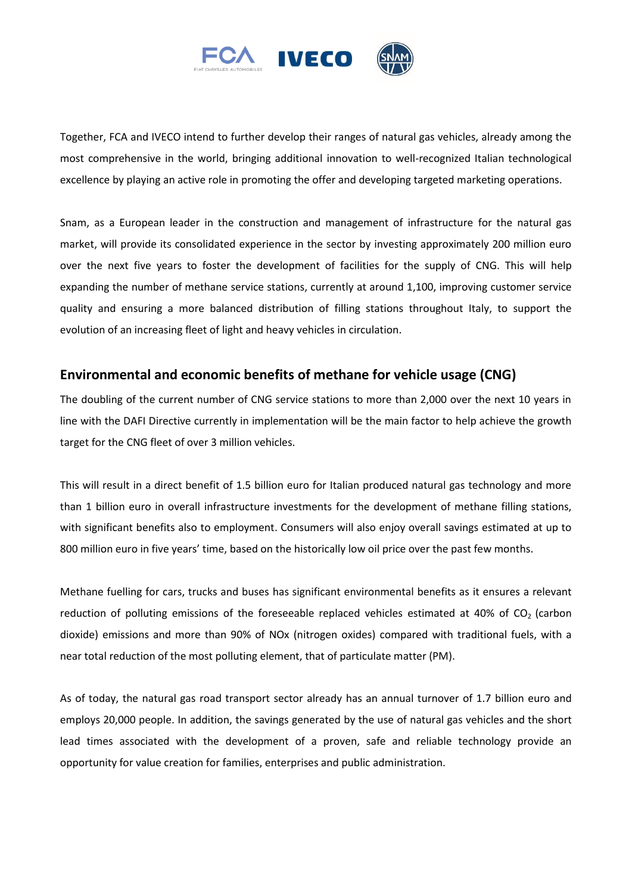Together, FCA and IVECO intend to further develop their ranges of natural gas vehicles, already among the most comprehensive in the world, bringing additional innovation to well-recognized Italian technological excellence by playing an active role in promoting the offer and developing targeted marketing operations.

Snam, as a European leader in the construction and management of infrastructure for the natural gas market, will provide its consolidated experience in the sector by investing approximately 200 million euro over the next five years to foster the development of facilities for the supply of CNG. This will help expanding the number of methane service stations, currently at around 1,100, improving customer service quality and ensuring a more balanced distribution of filling stations throughout Italy, to support the evolution of an increasing fleet of light and heavy vehicles in circulation.

## Environmental and economic benefits of methane for vehicle usage (CNG)

The doubling of the current number of CNG service stations to more than 2,000 over the next 10 years in line with the DAFI Directive currently in implementation will be the main factor to help achieve the growth target for the CNG fleet of over 3 million vehicles.

This will result in a direct benefit of 1.5 billion euro for Italian produced natural gas technology and more than 1 billion euro in overall infrastructure investments for the development of methane filling stations, with significant benefits also to employment. Consumers will also enjoy overall savings estimated at up to 800 million euro in five years' time, based on the historically low oil price over the past few months.

Methane fuelling for cars, trucks and buses has significant environmental benefits as it ensures a relevant reduction of polluting emissions of the foreseeable replaced vehicles estimated at 40% of $CO_2$ (carbon dioxide) emissions and more than 90% of NOx (nitrogen oxides) compared with traditional fuels, with a near total reduction of the most polluting element, that of particulate matter (PM).

As of today, the natural gas road transport sector already has an annual turnover of 1.7 billion euro and employs 20,000 people. In addition, the savings generated by the use of natural gas vehicles and the short lead times associated with the development of a proven, safe and reliable technology provide an opportunity for value creation for families, enterprises and public administration.